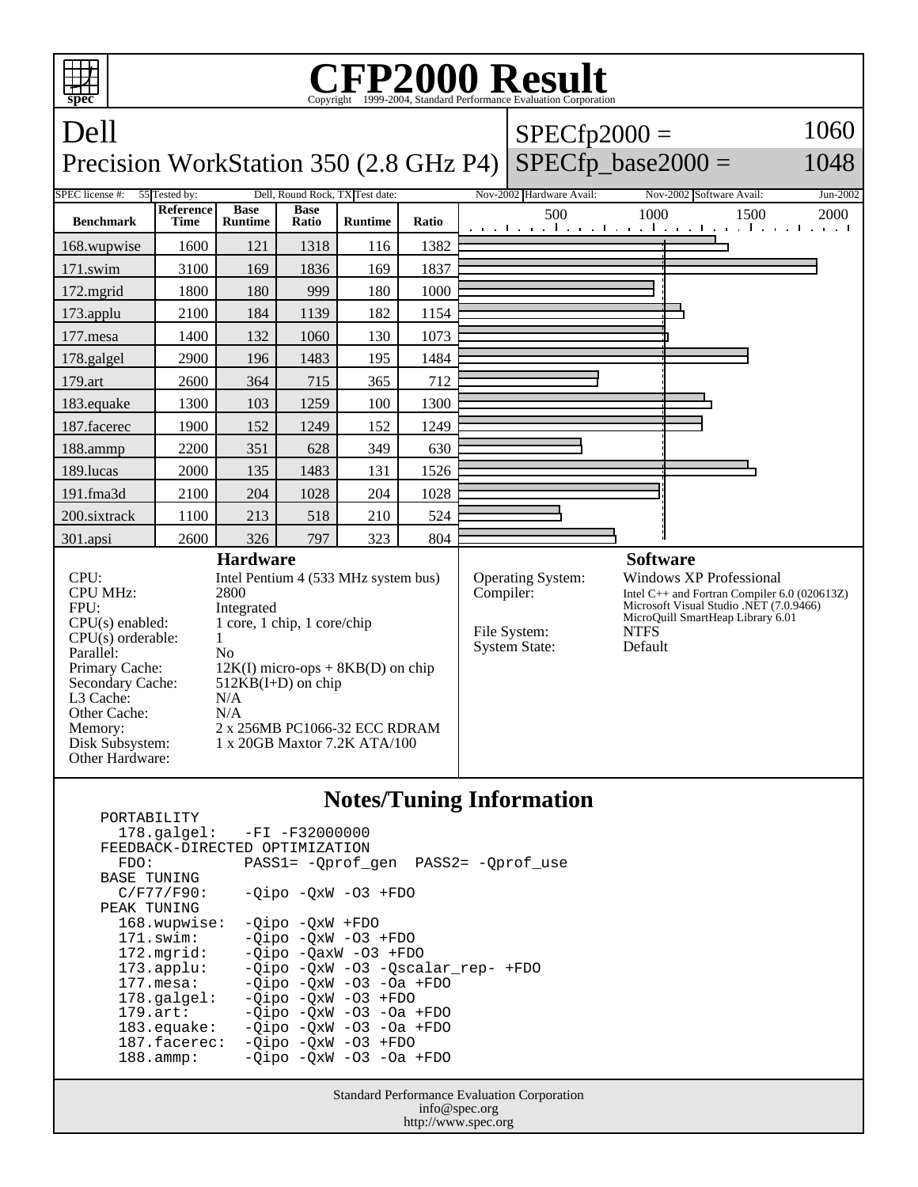# CFP2000 Result

Copyright 1999-2004, Standard Performance Evaluation Corporation

## Dell
## Precision WorkStation 350 (2.8 GHz P4)

SPECfp2000 = 1060

SPECfp_base2000 = 1048

| SPEC license #: 55 | Tested by: Dell, Round Rock, TX | Test date: Nov-2002 | Hardware Avail: Nov-2002 | Software Avail: Jun-2002 |
|---|---|---|---|---|

| Benchmark | Reference Time | Base Runtime | Base Ratio | Runtime | Ratio |
|---|---|---|---|---|---|
| 168.wupwise | 1600 | 121 | 1318 | 116 | 1382 |
| 171.swim | 3100 | 169 | 1836 | 169 | 1837 |
| 172.mgrid | 1800 | 180 | 999 | 180 | 1000 |
| 173.applu | 2100 | 184 | 1139 | 182 | 1154 |
| 177.mesa | 1400 | 132 | 1060 | 130 | 1073 |
| 178.galgel | 2900 | 196 | 1483 | 195 | 1484 |
| 179.art | 2600 | 364 | 715 | 365 | 712 |
| 183.equake | 1300 | 103 | 1259 | 100 | 1300 |
| 187.facerec | 1900 | 152 | 1249 | 152 | 1249 |
| 188.ammp | 2200 | 351 | 628 | 349 | 630 |
| 189.lucas | 2000 | 135 | 1483 | 131 | 1526 |
| 191.fma3d | 2100 | 204 | 1028 | 204 | 1028 |
| 200.sixtrack | 1100 | 213 | 518 | 210 | 524 |
| 301.apsi | 2600 | 326 | 797 | 323 | 804 |

500 1000 1500 2000

### Hardware

| | |
|---|---|
| CPU: | Intel Pentium 4 (533 MHz system bus) |
| CPU MHz: | 2800 |
| FPU: | Integrated |
| CPU(s) enabled: | 1 core, 1 chip, 1 core/chip |
| CPU(s) orderable: | 1 |
| Parallel: | No |
| Primary Cache: | 12K(I) micro-ops + 8KB(D) on chip |
| Secondary Cache: | 512KB(I+D) on chip |
| L3 Cache: | N/A |
| Other Cache: | N/A |
| Memory: | 2 x 256MB PC1066-32 ECC RDRAM |
| Disk Subsystem: | 1 x 20GB Maxtor 7.2K ATA/100 |
| Other Hardware: | |

### Software

| | |
|---|---|
| Operating System: | Windows XP Professional |
| Compiler: | Intel C++ and Fortran Compiler 6.0 (020613Z)<br>Microsoft Visual Studio .NET (7.0.9466)<br>MicroQuill SmartHeap Library 6.01 |
| File System: | NTFS |
| System State: | Default |

### Notes/Tuning Information

```
PORTABILITY
  178.galgel:   -FI -F32000000
FEEDBACK-DIRECTED OPTIMIZATION
  FDO:          PASS1= -Qprof_gen  PASS2= -Qprof_use
BASE TUNING
  C/F77/F90:    -Qipo -QxW -O3 +FDO
PEAK TUNING
  168.wupwise:  -Qipo -QxW +FDO
  171.swim:     -Qipo -QxW -O3 +FDO
  172.mgrid:    -Qipo -QaxW -O3 +FDO
  173.applu:    -Qipo -QxW -O3 -Qscalar_rep- +FDO
  177.mesa:     -Qipo -QxW -O3 -Oa +FDO
  178.galgel:   -Qipo -QxW -O3 +FDO
  179.art:      -Qipo -QxW -O3 -Oa +FDO
  183.equake:   -Qipo -QxW -O3 -Oa +FDO
  187.facerec:  -Qipo -QxW -O3 +FDO
  188.ammp:     -Qipo -QxW -O3 -Oa +FDO
```

Standard Performance Evaluation Corporation
info@spec.org
http://www.spec.org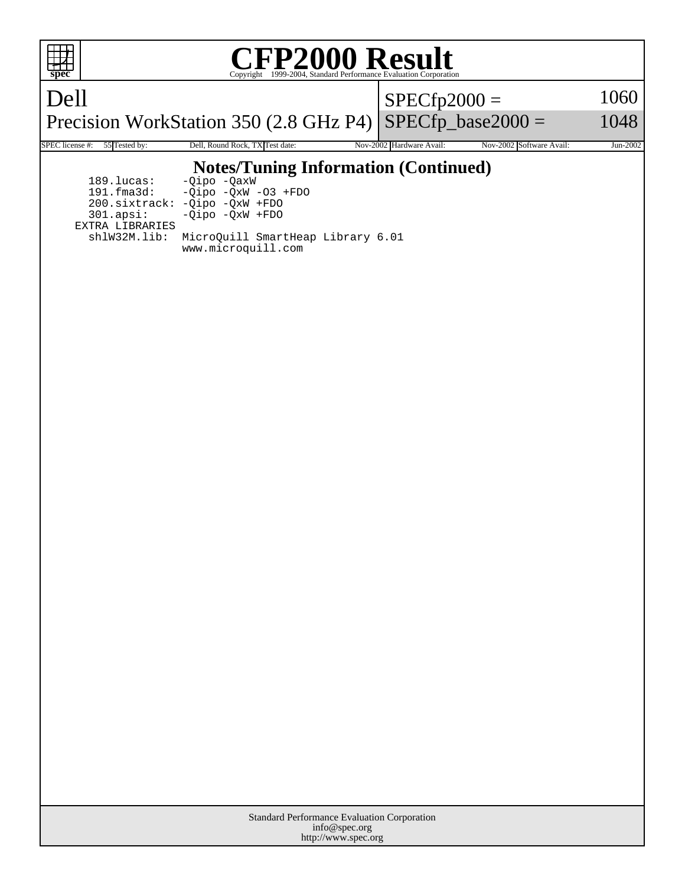# CFP2000 Result

Copyright 1999-2004, Standard Performance Evaluation Corporation

Dell

Precision WorkStation 350 (2.8 GHz P4)

SPECfp2000 = 1060

SPECfp_base2000 = 1048

| SPEC license #: | 55 | Tested by: | Dell, Round Rock, TX | Test date: | Nov-2002 | Hardware Avail: | Nov-2002 | Software Avail: | Jun-2002 |
|---|---|---|---|---|---|---|---|---|---|

## Notes/Tuning Information (Continued)

```
    189.lucas:    -Qipo -QaxW
    191.fma3d:    -Qipo -QxW -O3 +FDO
    200.sixtrack: -Qipo -QxW +FDO
    301.apsi:     -Qipo -QxW +FDO
  EXTRA LIBRARIES
    shlW32M.lib:  MicroQuill SmartHeap Library 6.01
                  www.microquill.com
```

Standard Performance Evaluation Corporation
info@spec.org
http://www.spec.org